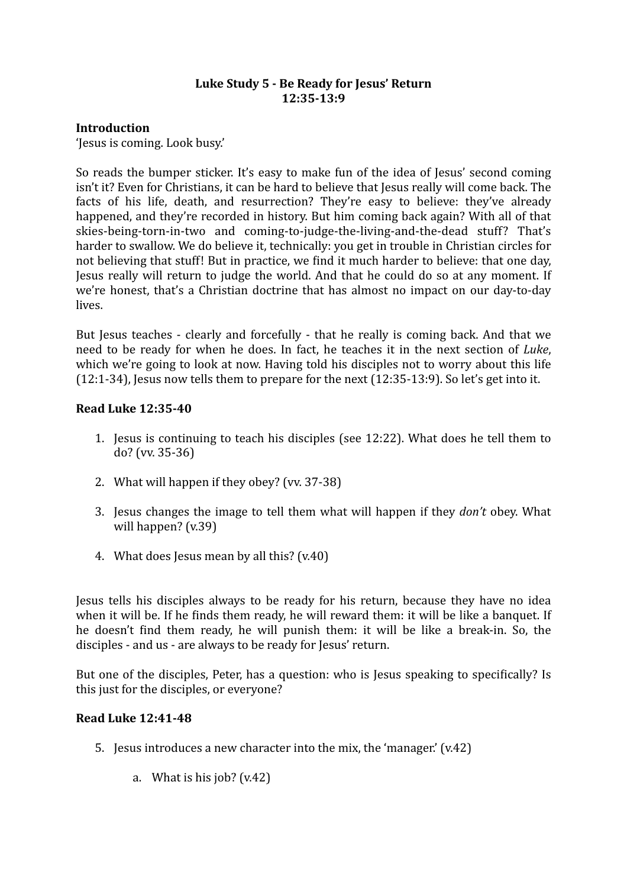**Luke Study 5 - Be Ready for Jesus' Return**
**12:35-13:9**

**Introduction**
'Jesus is coming. Look busy.'

So reads the bumper sticker. It's easy to make fun of the idea of Jesus' second coming isn't it? Even for Christians, it can be hard to believe that Jesus really will come back. The facts of his life, death, and resurrection? They're easy to believe: they've already happened, and they're recorded in history. But him coming back again? With all of that skies-being-torn-in-two and coming-to-judge-the-living-and-the-dead stuff? That's harder to swallow. We do believe it, technically: you get in trouble in Christian circles for not believing that stuff! But in practice, we find it much harder to believe: that one day, Jesus really will return to judge the world. And that he could do so at any moment. If we're honest, that's a Christian doctrine that has almost no impact on our day-to-day lives.

But Jesus teaches - clearly and forcefully - that he really is coming back. And that we need to be ready for when he does. In fact, he teaches it in the next section of *Luke*, which we're going to look at now. Having told his disciples not to worry about this life (12:1-34), Jesus now tells them to prepare for the next (12:35-13:9). So let's get into it.

**Read Luke 12:35-40**

1. Jesus is continuing to teach his disciples (see 12:22). What does he tell them to do? (vv. 35-36)

2. What will happen if they obey? (vv. 37-38)

3. Jesus changes the image to tell them what will happen if they *don't* obey. What will happen? (v.39)

4. What does Jesus mean by all this? (v.40)

Jesus tells his disciples always to be ready for his return, because they have no idea when it will be. If he finds them ready, he will reward them: it will be like a banquet. If he doesn't find them ready, he will punish them: it will be like a break-in. So, the disciples - and us - are always to be ready for Jesus' return.

But one of the disciples, Peter, has a question: who is Jesus speaking to specifically? Is this just for the disciples, or everyone?

**Read Luke 12:41-48**

5. Jesus introduces a new character into the mix, the 'manager.' (v.42)

    a. What is his job? (v.42)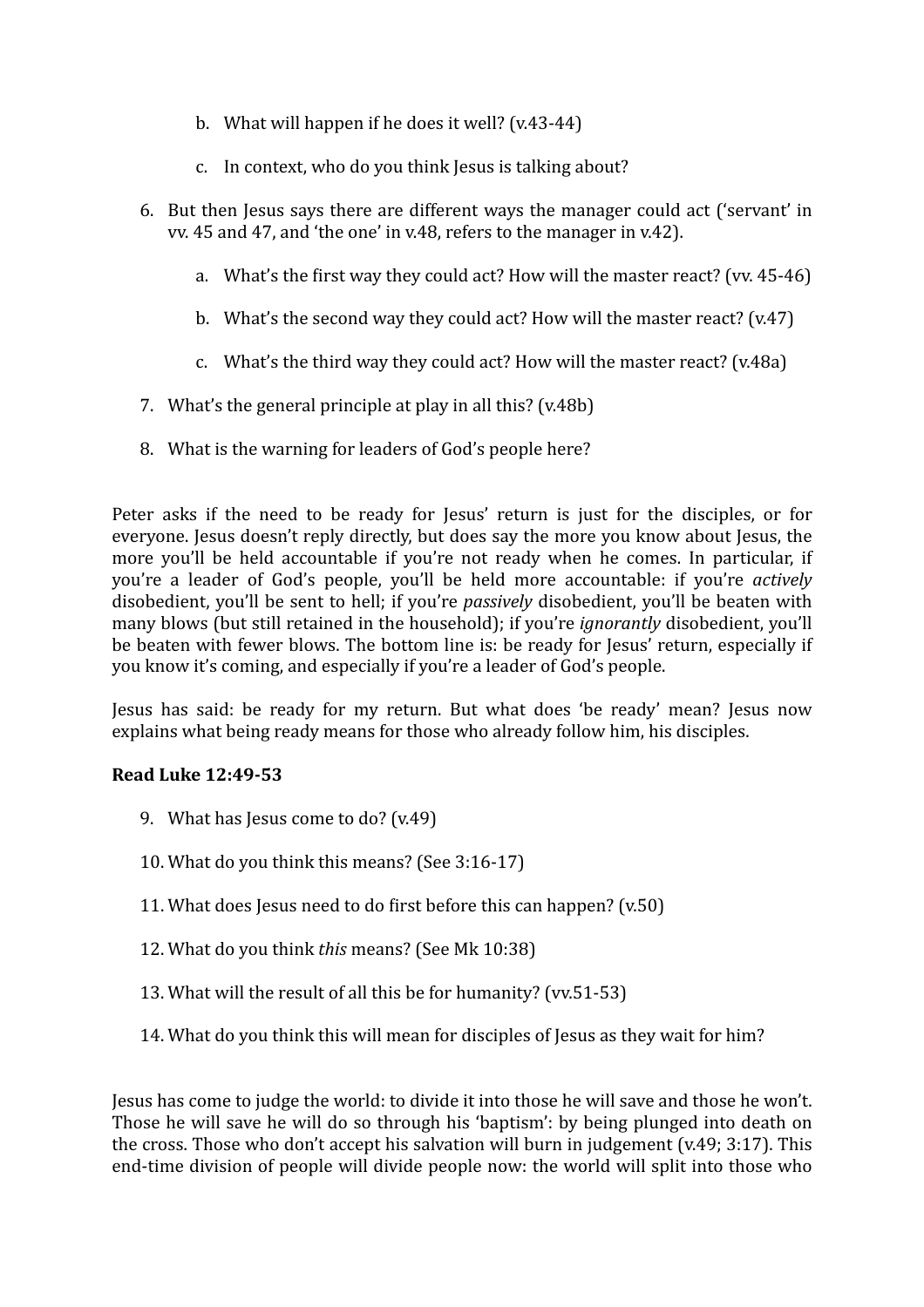b. What will happen if he does it well? (v.43-44)

   c. In context, who do you think Jesus is talking about?

6. But then Jesus says there are different ways the manager could act ('servant' in vv. 45 and 47, and 'the one' in v.48, refers to the manager in v.42).

   a. What's the first way they could act? How will the master react? (vv. 45-46)

   b. What's the second way they could act? How will the master react? (v.47)

   c. What's the third way they could act? How will the master react? (v.48a)

7. What's the general principle at play in all this? (v.48b)

8. What is the warning for leaders of God's people here?

Peter asks if the need to be ready for Jesus' return is just for the disciples, or for everyone. Jesus doesn't reply directly, but does say the more you know about Jesus, the more you'll be held accountable if you're not ready when he comes. In particular, if you're a leader of God's people, you'll be held more accountable: if you're *actively* disobedient, you'll be sent to hell; if you're *passively* disobedient, you'll be beaten with many blows (but still retained in the household); if you're *ignorantly* disobedient, you'll be beaten with fewer blows. The bottom line is: be ready for Jesus' return, especially if you know it's coming, and especially if you're a leader of God's people.

Jesus has said: be ready for my return. But what does 'be ready' mean? Jesus now explains what being ready means for those who already follow him, his disciples.

**Read Luke 12:49-53**

9. What has Jesus come to do? (v.49)

10. What do you think this means? (See 3:16-17)

11. What does Jesus need to do first before this can happen? (v.50)

12. What do you think *this* means? (See Mk 10:38)

13. What will the result of all this be for humanity? (vv.51-53)

14. What do you think this will mean for disciples of Jesus as they wait for him?

Jesus has come to judge the world: to divide it into those he will save and those he won't. Those he will save he will do so through his 'baptism': by being plunged into death on the cross. Those who don't accept his salvation will burn in judgement (v.49; 3:17). This end-time division of people will divide people now: the world will split into those who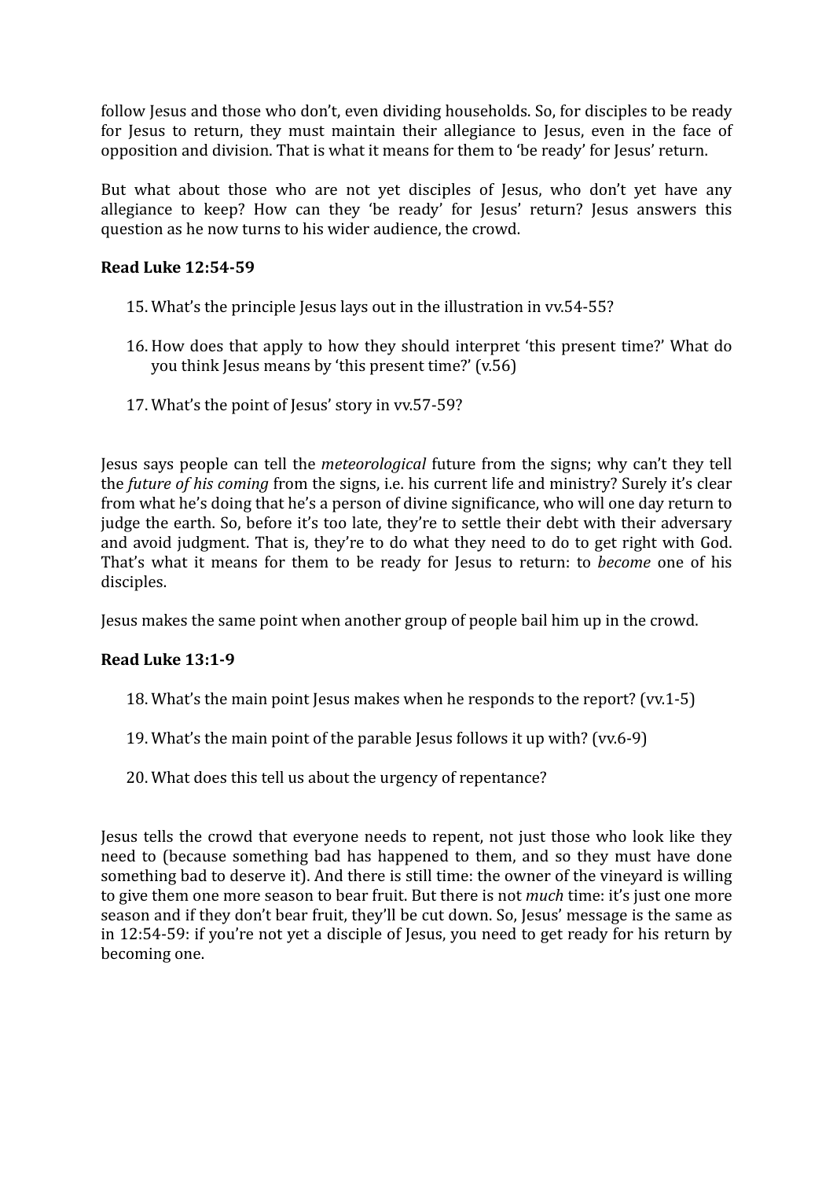follow Jesus and those who don't, even dividing households. So, for disciples to be ready for Jesus to return, they must maintain their allegiance to Jesus, even in the face of opposition and division. That is what it means for them to 'be ready' for Jesus' return.

But what about those who are not yet disciples of Jesus, who don't yet have any allegiance to keep? How can they 'be ready' for Jesus' return? Jesus answers this question as he now turns to his wider audience, the crowd.

**Read Luke 12:54-59**

15. What's the principle Jesus lays out in the illustration in vv.54-55?

16. How does that apply to how they should interpret 'this present time?' What do you think Jesus means by 'this present time?' (v.56)

17. What's the point of Jesus' story in vv.57-59?

Jesus says people can tell the *meteorological* future from the signs; why can't they tell the *future of his coming* from the signs, i.e. his current life and ministry? Surely it's clear from what he's doing that he's a person of divine significance, who will one day return to judge the earth. So, before it's too late, they're to settle their debt with their adversary and avoid judgment. That is, they're to do what they need to do to get right with God. That's what it means for them to be ready for Jesus to return: to *become* one of his disciples.

Jesus makes the same point when another group of people bail him up in the crowd.

**Read Luke 13:1-9**

18. What's the main point Jesus makes when he responds to the report? (vv.1-5)

19. What's the main point of the parable Jesus follows it up with? (vv.6-9)

20. What does this tell us about the urgency of repentance?

Jesus tells the crowd that everyone needs to repent, not just those who look like they need to (because something bad has happened to them, and so they must have done something bad to deserve it). And there is still time: the owner of the vineyard is willing to give them one more season to bear fruit. But there is not *much* time: it's just one more season and if they don't bear fruit, they'll be cut down. So, Jesus' message is the same as in 12:54-59: if you're not yet a disciple of Jesus, you need to get ready for his return by becoming one.